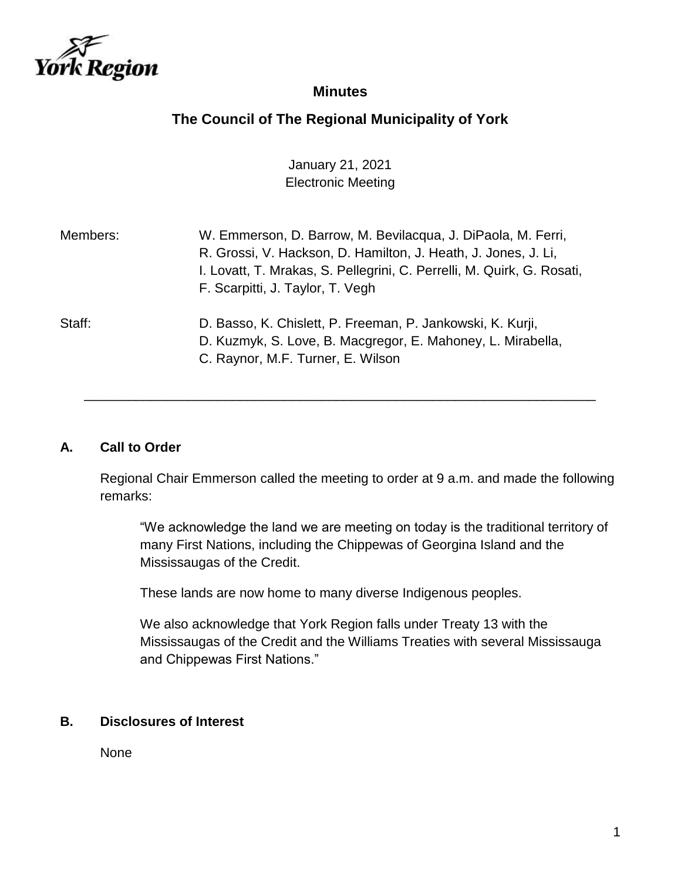**Minutes**

**The Council of The Regional Municipality of York**

January 21, 2021
Electronic Meeting

| | |
|---|---|
| Members: | W. Emmerson, D. Barrow, M. Bevilacqua, J. DiPaola, M. Ferri, R. Grossi, V. Hackson, D. Hamilton, J. Heath, J. Jones, J. Li, I. Lovatt, T. Mrakas, S. Pellegrini, C. Perrelli, M. Quirk, G. Rosati, F. Scarpitti, J. Taylor, T. Vegh |
| Staff: | D. Basso, K. Chislett, P. Freeman, P. Jankowski, K. Kurji, D. Kuzmyk, S. Love, B. Macgregor, E. Mahoney, L. Mirabella, C. Raynor, M.F. Turner, E. Wilson |

---

## A. Call to Order

Regional Chair Emmerson called the meeting to order at 9 a.m. and made the following remarks:

> "We acknowledge the land we are meeting on today is the traditional territory of many First Nations, including the Chippewas of Georgina Island and the Mississaugas of the Credit.
>
> These lands are now home to many diverse Indigenous peoples.
>
> We also acknowledge that York Region falls under Treaty 13 with the Mississaugas of the Credit and the Williams Treaties with several Mississauga and Chippewas First Nations."

## B. Disclosures of Interest

None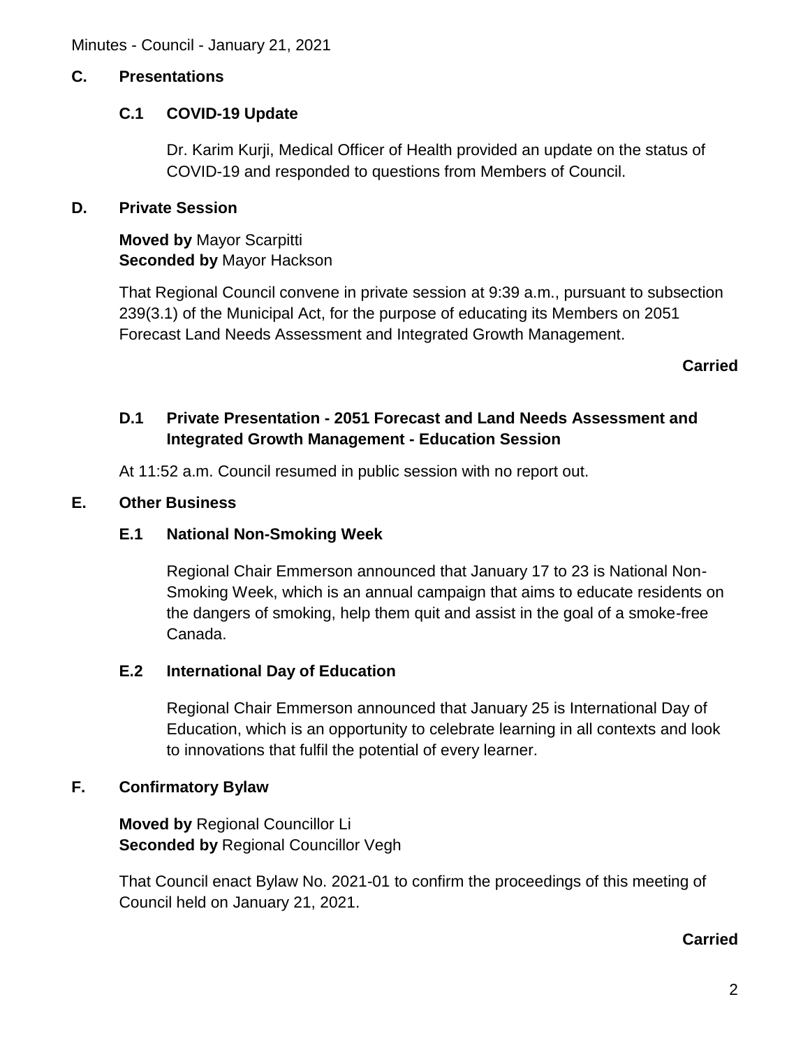## C. Presentations

### C.1 COVID-19 Update

Dr. Karim Kurji, Medical Officer of Health provided an update on the status of COVID-19 and responded to questions from Members of Council.

## D. Private Session

**Moved by** Mayor Scarpitti
**Seconded by** Mayor Hackson

That Regional Council convene in private session at 9:39 a.m., pursuant to subsection 239(3.1) of the Municipal Act, for the purpose of educating its Members on 2051 Forecast Land Needs Assessment and Integrated Growth Management.

**Carried**

### D.1 Private Presentation - 2051 Forecast and Land Needs Assessment and Integrated Growth Management - Education Session

At 11:52 a.m. Council resumed in public session with no report out.

## E. Other Business

### E.1 National Non-Smoking Week

Regional Chair Emmerson announced that January 17 to 23 is National Non-Smoking Week, which is an annual campaign that aims to educate residents on the dangers of smoking, help them quit and assist in the goal of a smoke-free Canada.

### E.2 International Day of Education

Regional Chair Emmerson announced that January 25 is International Day of Education, which is an opportunity to celebrate learning in all contexts and look to innovations that fulfil the potential of every learner.

## F. Confirmatory Bylaw

**Moved by** Regional Councillor Li
**Seconded by** Regional Councillor Vegh

That Council enact Bylaw No. 2021-01 to confirm the proceedings of this meeting of Council held on January 21, 2021.

**Carried**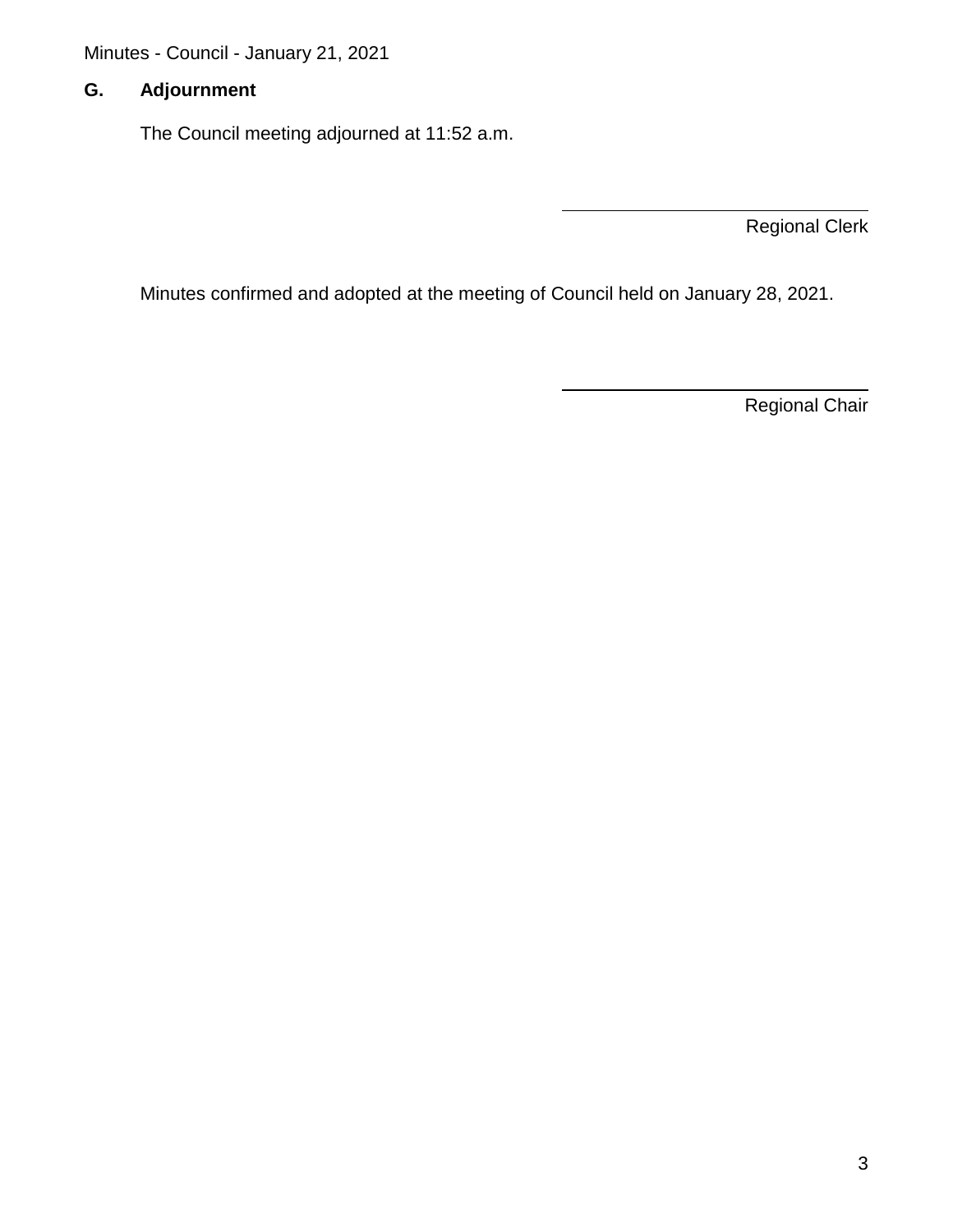## G. Adjournment

The Council meeting adjourned at 11:52 a.m.

\_\_\_\_\_\_\_\_\_\_\_\_\_\_\_\_\_\_\_\_\_\_\_\_\_\_\_\_

Regional Clerk

Minutes confirmed and adopted at the meeting of Council held on January 28, 2021.

\_\_\_\_\_\_\_\_\_\_\_\_\_\_\_\_\_\_\_\_\_\_\_\_\_\_\_\_

Regional Chair